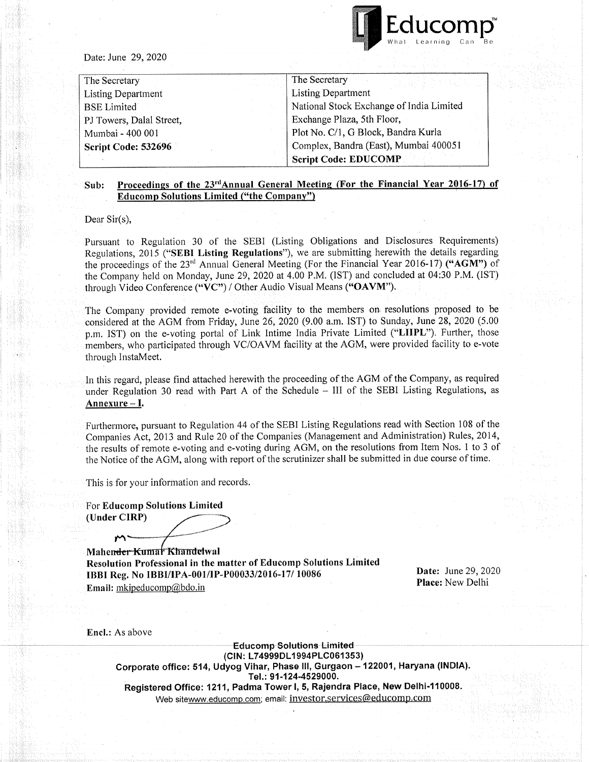Date: June 29, 2020

| The Secretary | The Secretary |
|---|---|
| Listing Department | Listing Department |
| BSE Limited | National Stock Exchange of India Limited |
| PJ Towers, Dalal Street, | Exchange Plaza, 5th Floor, |
| Mumbai - 400 001 | Plot No. C/1, G Block, Bandra Kurla |
| **Script Code: 532696** | Complex, Bandra (East), Mumbai 400051 |
| | **Script Code: EDUCOMP** |

**Sub: Proceedings of the 23rd Annual General Meeting (For the Financial Year 2016-17) of Educomp Solutions Limited ("the Company")**

Dear Sir(s),

Pursuant to Regulation 30 of the SEBI (Listing Obligations and Disclosures Requirements) Regulations, 2015 ("**SEBI Listing Regulations**"), we are submitting herewith the details regarding the proceedings of the 23rd Annual General Meeting (For the Financial Year 2016-17) **("AGM")** of the Company held on Monday, June 29, 2020 at 4.00 P.M. (IST) and concluded at 04:30 P.M. (IST) through Video Conference (**"VC"**) / Other Audio Visual Means (**"OAVM"**).

The Company provided remote e-voting facility to the members on resolutions proposed to be considered at the AGM from Friday, June 26, 2020 (9.00 a.m. IST) to Sunday, June 28, 2020 (5.00 p.m. IST) on the e-voting portal of Link Intime India Private Limited (**"LIIPL"**). Further, those members, who participated through VC/OAVM facility at the AGM, were provided facility to e-vote through InstaMeet.

In this regard, please find attached herewith the proceeding of the AGM of the Company, as required under Regulation 30 read with Part A of the Schedule – III of the SEBI Listing Regulations, as **Annexure – I.**

Furthermore, pursuant to Regulation 44 of the SEBI Listing Regulations read with Section 108 of the Companies Act, 2013 and Rule 20 of the Companies (Management and Administration) Rules, 2014, the results of remote e-voting and e-voting during AGM, on the resolutions from Item Nos. 1 to 3 of the Notice of the AGM, along with report of the scrutinizer shall be submitted in due course of time.

This is for your information and records.

For **Educomp Solutions Limited**
**(Under CIRP)**

**Mahender Kumar Khandelwal**
**Resolution Professional in the matter of Educomp Solutions Limited**
**IBBI Reg. No IBBI/IPA-001/IP-P00033/2016-17/ 10086**
**Email:** mkipeducomp@bdo.in

**Date:** June 29, 2020
**Place:** New Delhi

**Encl.:** As above

**Educomp Solutions Limited**
**(CIN: L74999DL1994PLC061353)**
**Corporate office: 514, Udyog Vihar, Phase III, Gurgaon – 122001, Haryana (INDIA).**
**Tel.: 91-124-4529000.**
**Registered Office: 1211, Padma Tower I, 5, Rajendra Place, New Delhi-110008.**
Web sitewww.educomp.com; email: investor.services@educomp.com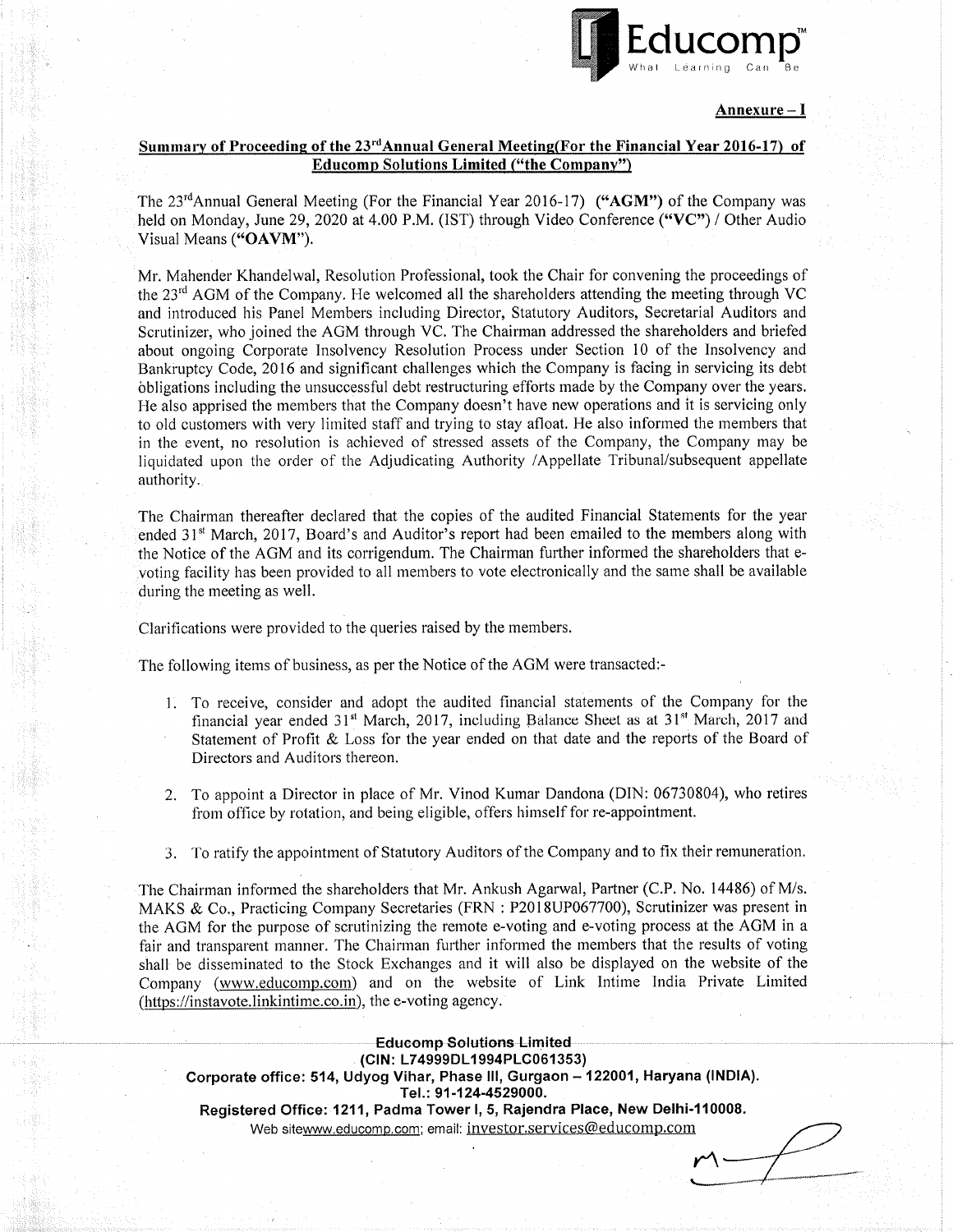Educomp™ What Learning Can Be

**Annexure – I**

## Summary of Proceeding of the 23rd Annual General Meeting(For the Financial Year 2016-17) of Educomp Solutions Limited ("the Company")

The 23rd Annual General Meeting (For the Financial Year 2016-17) (**"AGM"**) of the Company was held on Monday, June 29, 2020 at 4.00 P.M. (IST) through Video Conference (**"VC"**) / Other Audio Visual Means (**"OAVM"**).

Mr. Mahender Khandelwal, Resolution Professional, took the Chair for convening the proceedings of the 23rd AGM of the Company. He welcomed all the shareholders attending the meeting through VC and introduced his Panel Members including Director, Statutory Auditors, Secretarial Auditors and Scrutinizer, who joined the AGM through VC. The Chairman addressed the shareholders and briefed about ongoing Corporate Insolvency Resolution Process under Section 10 of the Insolvency and Bankruptcy Code, 2016 and significant challenges which the Company is facing in servicing its debt obligations including the unsuccessful debt restructuring efforts made by the Company over the years. He also apprised the members that the Company doesn't have new operations and it is servicing only to old customers with very limited staff and trying to stay afloat. He also informed the members that in the event, no resolution is achieved of stressed assets of the Company, the Company may be liquidated upon the order of the Adjudicating Authority /Appellate Tribunal/subsequent appellate authority.

The Chairman thereafter declared that the copies of the audited Financial Statements for the year ended 31st March, 2017, Board's and Auditor's report had been emailed to the members along with the Notice of the AGM and its corrigendum. The Chairman further informed the shareholders that e-voting facility has been provided to all members to vote electronically and the same shall be available during the meeting as well.

Clarifications were provided to the queries raised by the members.

The following items of business, as per the Notice of the AGM were transacted:-

1. To receive, consider and adopt the audited financial statements of the Company for the financial year ended 31st March, 2017, including Balance Sheet as at 31st March, 2017 and Statement of Profit & Loss for the year ended on that date and the reports of the Board of Directors and Auditors thereon.

2. To appoint a Director in place of Mr. Vinod Kumar Dandona (DIN: 06730804), who retires from office by rotation, and being eligible, offers himself for re-appointment.

3. To ratify the appointment of Statutory Auditors of the Company and to fix their remuneration.

The Chairman informed the shareholders that Mr. Ankush Agarwal, Partner (C.P. No. 14486) of M/s. MAKS & Co., Practicing Company Secretaries (FRN : P2018UP067700), Scrutinizer was present in the AGM for the purpose of scrutinizing the remote e-voting and e-voting process at the AGM in a fair and transparent manner. The Chairman further informed the members that the results of voting shall be disseminated to the Stock Exchanges and it will also be displayed on the website of the Company (www.educomp.com) and on the website of Link Intime India Private Limited (https://instavote.linkintime.co.in), the e-voting agency.

**Educomp Solutions Limited**
**(CIN: L74999DL1994PLC061353)**
**Corporate office: 514, Udyog Vihar, Phase III, Gurgaon – 122001, Haryana (INDIA).**
**Tel.: 91-124-4529000.**
**Registered Office: 1211, Padma Tower I, 5, Rajendra Place, New Delhi-110008.**
Web sitewww.educomp.com; email: investor.services@educomp.com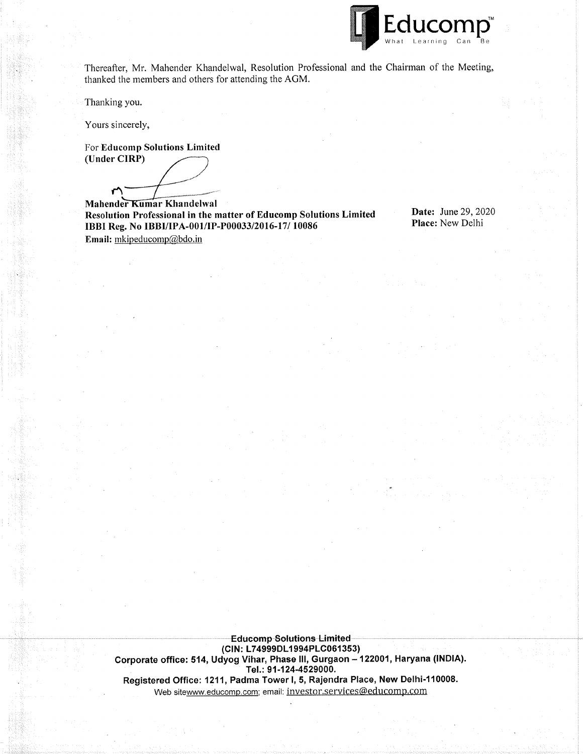Thereafter, Mr. Mahender Khandelwal, Resolution Professional and the Chairman of the Meeting, thanked the members and others for attending the AGM.

Thanking you.

Yours sincerely,

For **Educomp Solutions Limited**
**(Under CIRP)**

**Mahender Kumar Khandelwal**
**Resolution Professional in the matter of Educomp Solutions Limited**
**IBBI Reg. No IBBI/IPA-001/IP-P00033/2016-17/ 10086**
**Email:** mkipeducomp@bdo.in

**Date:** June 29, 2020
**Place:** New Delhi

**Educomp Solutions Limited**
**(CIN: L74999DL1994PLC061353)**
**Corporate office: 514, Udyog Vihar, Phase III, Gurgaon – 122001, Haryana (INDIA).**
**Tel.: 91-124-4529000.**
**Registered Office: 1211, Padma Tower I, 5, Rajendra Place, New Delhi-110008.**
Web sitewww.educomp.com; email: investor.services@educomp.com